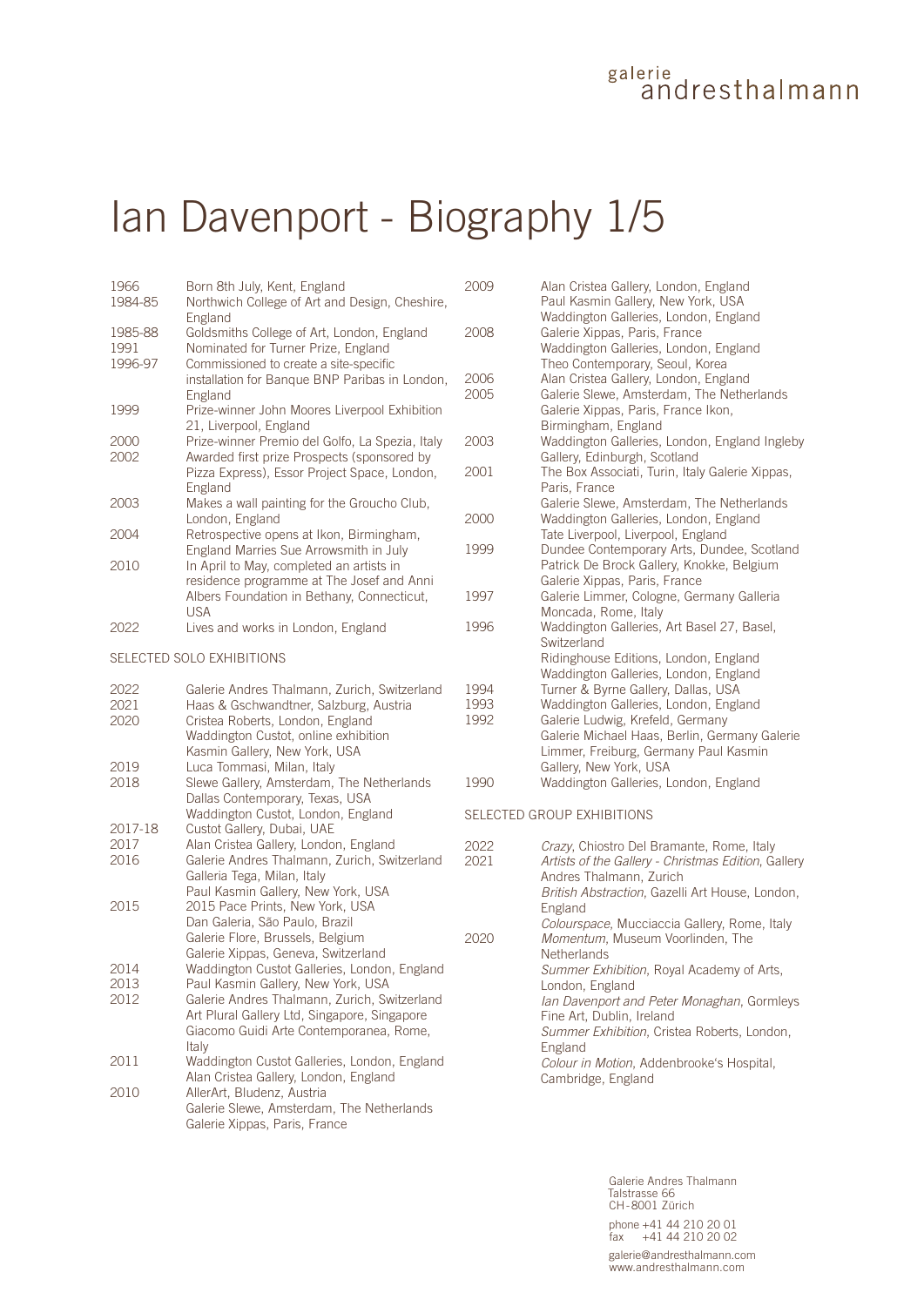# Ian Davenport - Biography 1/5

| | |
|---|---|
| 1966 | Born 8th July, Kent, England |
| 1984-85 | Northwich College of Art and Design, Cheshire, England |
| 1985-88 | Goldsmiths College of Art, London, England |
| 1991 | Nominated for Turner Prize, England |
| 1996-97 | Commissioned to create a site-specific installation for Banque BNP Paribas in London, England |
| 1999 | Prize-winner John Moores Liverpool Exhibition 21, Liverpool, England |
| 2000 | Prize-winner Premio del Golfo, La Spezia, Italy |
| 2002 | Awarded first prize Prospects (sponsored by Pizza Express), Essor Project Space, London, England |
| 2003 | Makes a wall painting for the Groucho Club, London, England |
| 2004 | Retrospective opens at Ikon, Birmingham, England Marries Sue Arrowsmith in July |
| 2010 | In April to May, completed an artists in residence programme at The Josef and Anni Albers Foundation in Bethany, Connecticut, USA |
| 2022 | Lives and works in London, England |

## SELECTED SOLO EXHIBITIONS

| | |
|---|---|
| 2022 | Galerie Andres Thalmann, Zurich, Switzerland |
| 2021 | Haas & Gschwandtner, Salzburg, Austria |
| 2020 | Cristea Roberts, London, England<br>Waddington Custot, online exhibition<br>Kasmin Gallery, New York, USA |
| 2019 | Luca Tommasi, Milan, Italy |
| 2018 | Slewe Gallery, Amsterdam, The Netherlands<br>Dallas Contemporary, Texas, USA<br>Waddington Custot, London, England |
| 2017-18 | Custot Gallery, Dubai, UAE |
| 2017 | Alan Cristea Gallery, London, England |
| 2016 | Galerie Andres Thalmann, Zurich, Switzerland<br>Galleria Tega, Milan, Italy<br>Paul Kasmin Gallery, New York, USA |
| 2015 | 2015 Pace Prints, New York, USA<br>Dan Galeria, São Paulo, Brazil<br>Galerie Flore, Brussels, Belgium<br>Galerie Xippas, Geneva, Switzerland |
| 2014 | Waddington Custot Galleries, London, England |
| 2013 | Paul Kasmin Gallery, New York, USA |
| 2012 | Galerie Andres Thalmann, Zurich, Switzerland<br>Art Plural Gallery Ltd, Singapore, Singapore<br>Giacomo Guidi Arte Contemporanea, Rome, Italy |
| 2011 | Waddington Custot Galleries, London, England<br>Alan Cristea Gallery, London, England |
| 2010 | AllerArt, Bludenz, Austria<br>Galerie Slewe, Amsterdam, The Netherlands<br>Galerie Xippas, Paris, France |
| 2009 | Alan Cristea Gallery, London, England<br>Paul Kasmin Gallery, New York, USA<br>Waddington Galleries, London, England |
| 2008 | Galerie Xippas, Paris, France<br>Waddington Galleries, London, England<br>Theo Contemporary, Seoul, Korea |
| 2006 | Alan Cristea Gallery, London, England |
| 2005 | Galerie Slewe, Amsterdam, The Netherlands<br>Galerie Xippas, Paris, France Ikon, Birmingham, England |
| 2003 | Waddington Galleries, London, England Ingleby Gallery, Edinburgh, Scotland |
| 2001 | The Box Associati, Turin, Italy Galerie Xippas, Paris, France<br>Galerie Slewe, Amsterdam, The Netherlands |
| 2000 | Waddington Galleries, London, England<br>Tate Liverpool, Liverpool, England |
| 1999 | Dundee Contemporary Arts, Dundee, Scotland<br>Patrick De Brock Gallery, Knokke, Belgium<br>Galerie Xippas, Paris, France |
| 1997 | Galerie Limmer, Cologne, Germany Galleria Moncada, Rome, Italy |
| 1996 | Waddington Galleries, Art Basel 27, Basel, Switzerland<br>Ridinghouse Editions, London, England<br>Waddington Galleries, London, England |
| 1994 | Turner & Byrne Gallery, Dallas, USA |
| 1993 | Waddington Galleries, London, England |
| 1992 | Galerie Ludwig, Krefeld, Germany<br>Galerie Michael Haas, Berlin, Germany Galerie Limmer, Freiburg, Germany Paul Kasmin Gallery, New York, USA |
| 1990 | Waddington Galleries, London, England |

## SELECTED GROUP EXHIBITIONS

| | |
|---|---|
| 2022 | *Crazy*, Chiostro Del Bramante, Rome, Italy |
| 2021 | *Artists of the Gallery - Christmas Edition*, Gallery Andres Thalmann, Zurich<br>*British Abstraction*, Gazelli Art House, London, England<br>*Colourspace*, Mucciaccia Gallery, Rome, Italy |
| 2020 | *Momentum*, Museum Voorlinden, The Netherlands<br>*Summer Exhibition*, Royal Academy of Arts, London, England<br>*Ian Davenport and Peter Monaghan*, Gormleys Fine Art, Dublin, Ireland<br>*Summer Exhibition*, Cristea Roberts, London, England<br>*Colour in Motion*, Addenbrooke's Hospital, Cambridge, England |

Galerie Andres Thalmann
Talstrasse 66
CH-8001 Zürich

phone +41 44 210 20 01
fax +41 44 210 20 02

galerie@andresthalmann.com
www.andresthalmann.com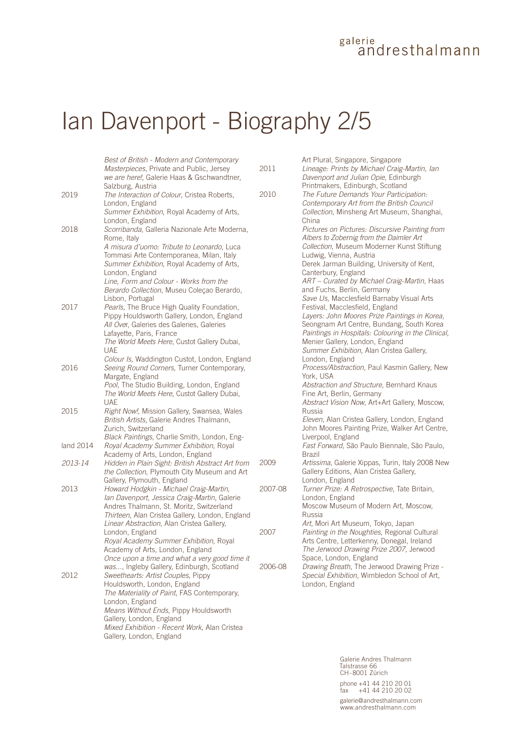# Ian Davenport - Biography 2/5

*Best of British - Modern and Contemporary Masterpieces*, Private and Public, Jersey
*we are here!*, Galerie Haas & Gschwandtner, Salzburg, Austria

2019
*The Interaction of Colour*, Cristea Roberts, London, England
*Summer Exhibition*, Royal Academy of Arts, London, England

2018
*Scorribanda*, Galleria Nazionale Arte Moderna, Rome, Italy
*A misura d'uomo: Tribute to Leonardo*, Luca Tommasi Arte Contemporanea, Milan, Italy
*Summer Exhibition*, Royal Academy of Arts, London, England
*Line, Form and Colour - Works from the Berardo Collection*, Museu Coleçao Berardo, Lisbon, Portugal

2017
*Pearls*, The Bruce High Quality Foundation, Pippy Houldsworth Gallery, London, England
*All Over*, Galeries des Galeries, Galeries Lafayette, Paris, France
*The World Meets Here*, Custot Gallery Dubai, UAE
*Colour Is*, Waddington Custot, London, England

2016
*Seeing Round Corners*, Turner Contemporary, Margate, England
*Pool*, The Studio Building, London, England
*The World Meets Here*, Custot Gallery Dubai, UAE

2015
*Right Now!*, Mission Gallery, Swansea, Wales
*British Artists*, Galerie Andres Thalmann, Zurich, Switzerland
*Black Paintings*, Charlie Smith, London, England

2014
*Royal Academy Summer Exhibition*, Royal Academy of Arts, London, England

*2013-14*
*Hidden in Plain Sight: British Abstract Art from the Collection*, Plymouth City Museum and Art Gallery, Plymouth, England

2013
*Howard Hodgkin - Michael Craig-Martin, Ian Davenport, Jessica Craig-Martin*, Galerie Andres Thalmann, St. Moritz, Switzerland
*Thirteen*, Alan Cristea Gallery, London, England
*Linear Abstraction*, Alan Cristea Gallery, London, England
*Royal Academy Summer Exhibition*, Royal Academy of Arts, London, England
*Once upon a time and what a very good time it was...*, Ingleby Gallery, Edinburgh, Scotland

2012
*Sweethearts: Artist Couples*, Pippy Houldsworth, London, England
*The Materiality of Paint*, FAS Contemporary, London, England
*Means Without Ends*, Pippy Houldsworth Gallery, London, England
*Mixed Exhibition - Recent Work*, Alan Cristea Gallery, London, England
Art Plural, Singapore, Singapore

2011
*Lineage: Prints by Michael Craig-Martin, Ian Davenport and Julian Opie*, Edinburgh Printmakers, Edinburgh, Scotland

2010
*The Future Demands Your Participation: Contemporary Art from the British Council Collection*, Minsheng Art Museum, Shanghai, China
*Pictures on Pictures: Discursive Painting from Albers to Zobernig from the Daimler Art Collection*, Museum Moderner Kunst Stiftung Ludwig, Vienna, Austria
Derek Jarman Building, University of Kent, Canterbury, England
*ART – Curated by Michael Craig-Martin*, Haas and Fuchs, Berlin, Germany
*Save Us*, Macclesfield Barnaby Visual Arts Festival, Macclesfield, England
*Layers: John Moores Prize Paintings in Korea*, Seongnam Art Centre, Bundang, South Korea
*Paintings in Hospitals: Colouring in the Clinical*, Menier Gallery, London, England
*Summer Exhibition*, Alan Cristea Gallery, London, England
*Process/Abstraction*, Paul Kasmin Gallery, New York, USA
*Abstraction and Structure*, Bernhard Knaus Fine Art, Berlin, Germany
*Abstract Vision Now*, Art+Art Gallery, Moscow, Russia
*Eleven*, Alan Cristea Gallery, London, England
John Moores Painting Prize, Walker Art Centre, Liverpool, England
*Fast Forward*, São Paulo Biennale, São Paulo, Brazil

2009
*Artissima*, Galerie Xippas, Turin, Italy 2008 New Gallery Editions, Alan Cristea Gallery, London, England

2007-08
*Turner Prize: A Retrospective*, Tate Britain, London, England
Moscow Museum of Modern Art, Moscow, Russia
*Art*, Mori Art Museum, Tokyo, Japan

2007
*Painting in the Noughties*, Regional Cultural Arts Centre, Letterkenny, Donegal, Ireland
*The Jerwood Drawing Prize 2007*, Jerwood Space, London, England

2006-08
*Drawing Breath*, The Jerwood Drawing Prize - *Special Exhibition*, Wimbledon School of Art, London, England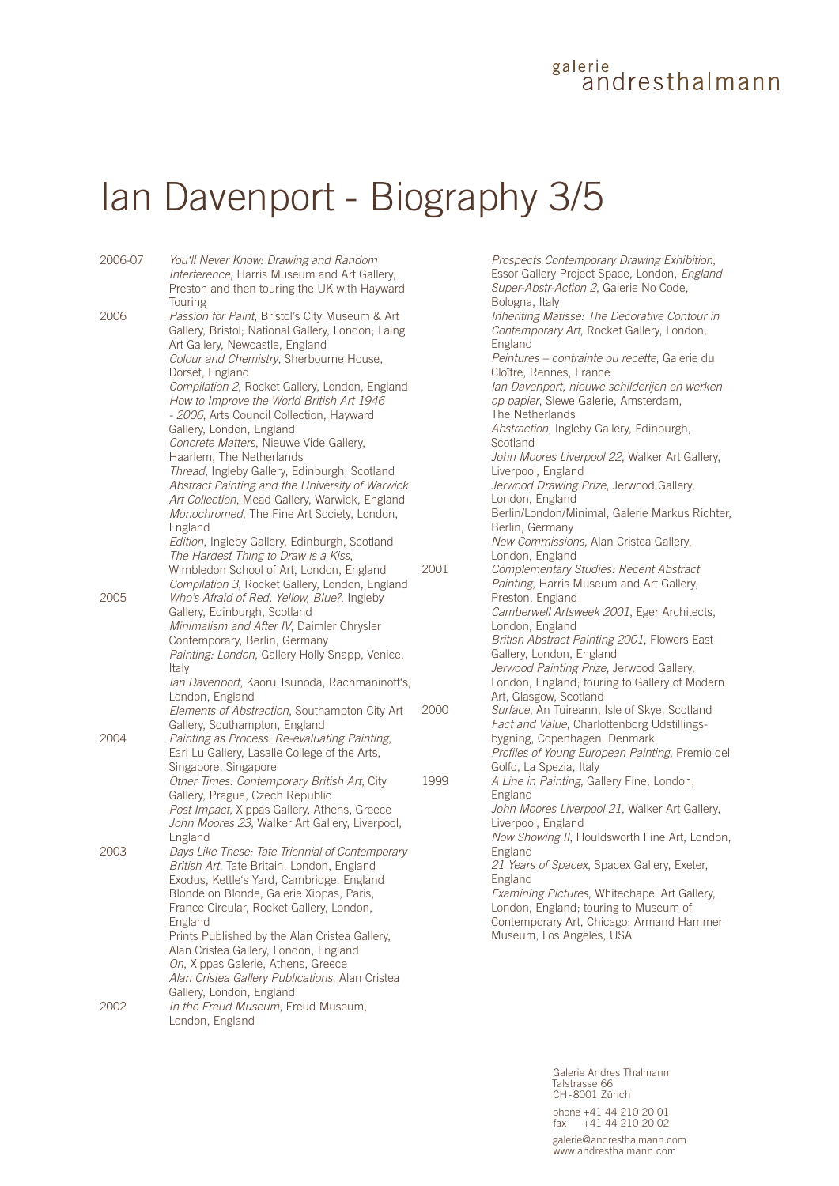# Ian Davenport - Biography 3/5

**2006-07**

*You'll Never Know: Drawing and Random Interference*, Harris Museum and Art Gallery, Preston and then touring the UK with Hayward Touring

**2006**

*Passion for Paint*, Bristol's City Museum & Art Gallery, Bristol; National Gallery, London; Laing Art Gallery, Newcastle, England
*Colour and Chemistry*, Sherbourne House, Dorset, England
*Compilation 2*, Rocket Gallery, London, England
*How to Improve the World British Art 1946 - 2006*, Arts Council Collection, Hayward Gallery, London, England
*Concrete Matters*, Nieuwe Vide Gallery, Haarlem, The Netherlands
*Thread*, Ingleby Gallery, Edinburgh, Scotland
*Abstract Painting and the University of Warwick Art Collection*, Mead Gallery, Warwick, England
*Monochromed*, The Fine Art Society, London, England
*Edition*, Ingleby Gallery, Edinburgh, Scotland
*The Hardest Thing to Draw is a Kiss*, Wimbledon School of Art, London, England
*Compilation 3*, Rocket Gallery, London, England

**2005**

*Who's Afraid of Red, Yellow, Blue?*, Ingleby Gallery, Edinburgh, Scotland
*Minimalism and After IV*, Daimler Chrysler Contemporary, Berlin, Germany
*Painting: London*, Gallery Holly Snapp, Venice, Italy
*Ian Davenport*, Kaoru Tsunoda, Rachmaninoff's, London, England
*Elements of Abstraction*, Southampton City Art Gallery, Southampton, England

**2004**

*Painting as Process: Re-evaluating Painting*, Earl Lu Gallery, Lasalle College of the Arts, Singapore, Singapore
*Other Times: Contemporary British Art*, City Gallery, Prague, Czech Republic
*Post Impact*, Xippas Gallery, Athens, Greece
*John Moores 23*, Walker Art Gallery, Liverpool, England

**2003**

*Days Like These: Tate Triennial of Contemporary British Art*, Tate Britain, London, England
Exodus, Kettle's Yard, Cambridge, England
Blonde on Blonde, Galerie Xippas, Paris, France Circular, Rocket Gallery, London, England
Prints Published by the Alan Cristea Gallery, Alan Cristea Gallery, London, England
*On*, Xippas Galerie, Athens, Greece
*Alan Cristea Gallery Publications*, Alan Cristea Gallery, London, England

**2002**

*In the Freud Museum*, Freud Museum, London, England
*Prospects Contemporary Drawing Exhibition*, Essor Gallery Project Space, London, *England*
*Super-Abstr-Action 2*, Galerie No Code, Bologna, Italy
*Inheriting Matisse: The Decorative Contour in Contemporary Art*, Rocket Gallery, London, England
*Peintures – contrainte ou recette*, Galerie du Cloître, Rennes, France
*Ian Davenport, nieuwe schilderijen en werken op papier*, Slewe Galerie, Amsterdam, The Netherlands
*Abstraction*, Ingleby Gallery, Edinburgh, Scotland
*John Moores Liverpool 22*, Walker Art Gallery, Liverpool, England
*Jerwood Drawing Prize*, Jerwood Gallery, London, England
Berlin/London/Minimal, Galerie Markus Richter, Berlin, Germany
*New Commissions*, Alan Cristea Gallery, London, England

**2001**

*Complementary Studies: Recent Abstract Painting*, Harris Museum and Art Gallery, Preston, England
*Camberwell Artsweek 2001*, Eger Architects, London, England
*British Abstract Painting 2001*, Flowers East Gallery, London, England
*Jerwood Painting Prize*, Jerwood Gallery, London, England; touring to Gallery of Modern Art, Glasgow, Scotland

**2000**

*Surface*, An Tuireann, Isle of Skye, Scotland
*Fact and Value*, Charlottenborg Udstillings-bygning, Copenhagen, Denmark
*Profiles of Young European Painting*, Premio del Golfo, La Spezia, Italy

**1999**

*A Line in Painting*, Gallery Fine, London, England
*John Moores Liverpool 21*, Walker Art Gallery, Liverpool, England
*Now Showing II*, Houldsworth Fine Art, London, England
*21 Years of Spacex*, Spacex Gallery, Exeter, England
*Examining Pictures*, Whitechapel Art Gallery, London, England; touring to Museum of Contemporary Art, Chicago; Armand Hammer Museum, Los Angeles, USA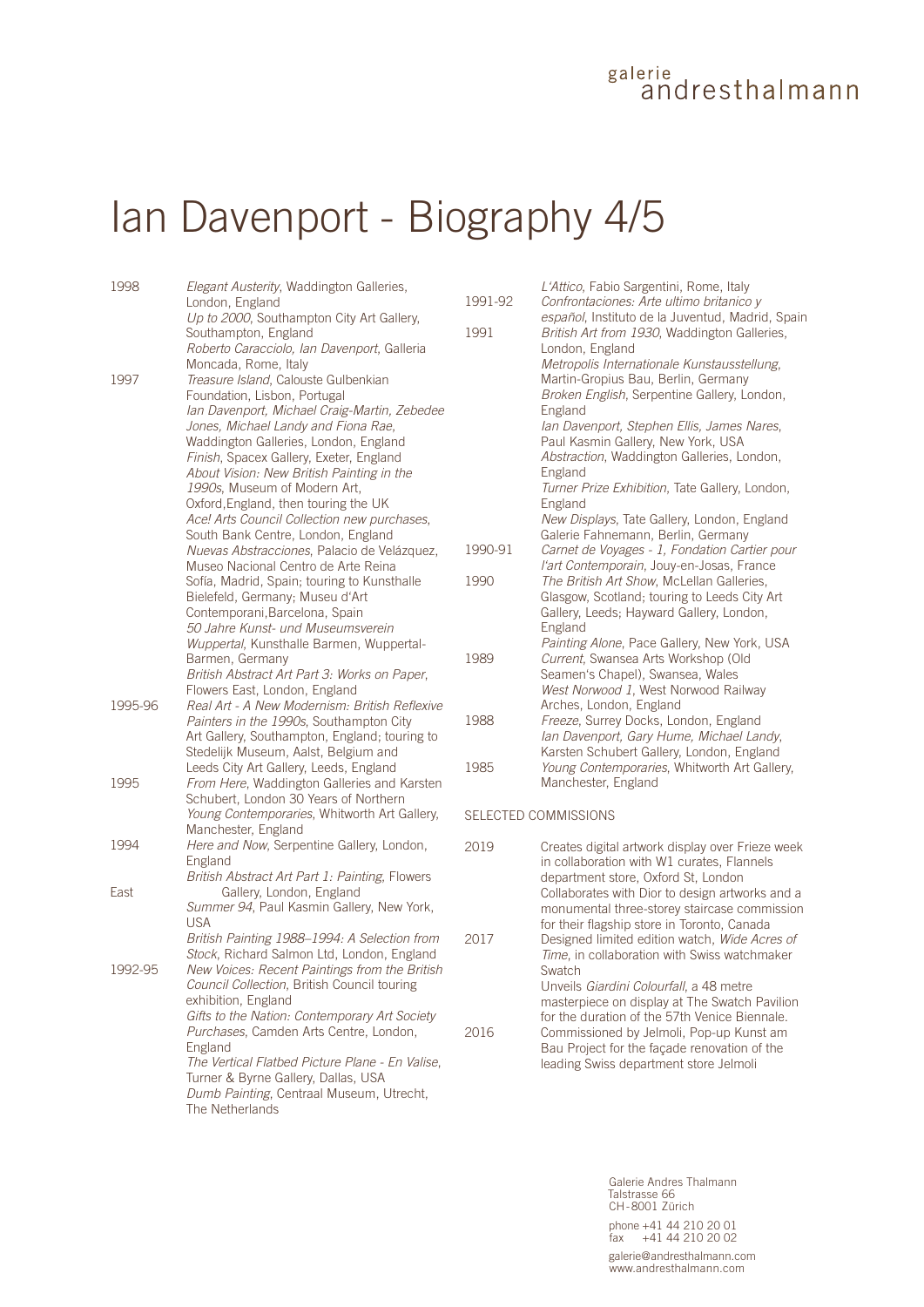# Ian Davenport - Biography 4/5

**1998**
- *Elegant Austerity*, Waddington Galleries, London, England
- *Up to 2000*, Southampton City Art Gallery, Southampton, England
- *Roberto Caracciolo, Ian Davenport,* Galleria Moncada, Rome, Italy

**1997**
- *Treasure Island*, Calouste Gulbenkian Foundation, Lisbon, Portugal
- *Ian Davenport, Michael Craig-Martin, Zebedee Jones, Michael Landy and Fiona Rae*, Waddington Galleries, London, England
- *Finish*, Spacex Gallery, Exeter, England
- *About Vision: New British Painting in the 1990s*, Museum of Modern Art, Oxford,England, then touring the UK
- *Ace! Arts Council Collection new purchases*, South Bank Centre, London, England
- *Nuevas Abstracciones*, Palacio de Velázquez, Museo Nacional Centro de Arte Reina Sofía, Madrid, Spain; touring to Kunsthalle Bielefeld, Germany; Museu d'Art Contemporani,Barcelona, Spain
- *50 Jahre Kunst- und Museumsverein Wuppertal*, Kunsthalle Barmen, Wuppertal-Barmen, Germany
- *British Abstract Art Part 3: Works on Paper*, Flowers East, London, England

**1995-96**
- *Real Art - A New Modernism: British Reflexive Painters in the 1990s*, Southampton City Art Gallery, Southampton, England; touring to Stedelijk Museum, Aalst, Belgium and Leeds City Art Gallery, Leeds, England

**1995**
- *From Here*, Waddington Galleries and Karsten Schubert, London 30 Years of Northern
- *Young Contemporaries*, Whitworth Art Gallery, Manchester, England

**1994**
- *Here and Now*, Serpentine Gallery, London, England
- *British Abstract Art Part 1: Painting*, Flowers East Gallery, London, England
- *Summer 94*, Paul Kasmin Gallery, New York, USA
- *British Painting 1988–1994: A Selection from Stock*, Richard Salmon Ltd, London, England

**1992-95**
- *New Voices: Recent Paintings from the British Council Collection*, British Council touring exhibition, England
- *Gifts to the Nation: Contemporary Art Society Purchases*, Camden Arts Centre, London, England
- *The Vertical Flatbed Picture Plane - En Valise*, Turner & Byrne Gallery, Dallas, USA
- *Dumb Painting*, Centraal Museum, Utrecht, The Netherlands
- *L'Attico*, Fabio Sargentini, Rome, Italy

**1991-92**
- *Confrontaciones: Arte ultimo britanico y español*, Instituto de la Juventud, Madrid, Spain

**1991**
- *British Art from 1930*, Waddington Galleries, London, England
- *Metropolis Internationale Kunstausstellung*, Martin-Gropius Bau, Berlin, Germany
- *Broken English*, Serpentine Gallery, London, England
- *Ian Davenport, Stephen Ellis, James Nares*, Paul Kasmin Gallery, New York, USA
- *Abstraction*, Waddington Galleries, London, England
- *Turner Prize Exhibition*, Tate Gallery, London, England
- *New Displays*, Tate Gallery, London, England
- Galerie Fahnemann, Berlin, Germany

**1990-91**
- *Carnet de Voyages - 1, Fondation Cartier pour l'art Contemporain*, Jouy-en-Josas, France

**1990**
- *The British Art Show*, McLellan Galleries, Glasgow, Scotland; touring to Leeds City Art Gallery, Leeds; Hayward Gallery, London, England
- *Painting Alone*, Pace Gallery, New York, USA

**1989**
- *Current*, Swansea Arts Workshop (Old Seamen's Chapel), Swansea, Wales
- *West Norwood 1*, West Norwood Railway Arches, London, England

**1988**
- *Freeze*, Surrey Docks, London, England
- *Ian Davenport, Gary Hume, Michael Landy*, Karsten Schubert Gallery, London, England

**1985**
- *Young Contemporaries*, Whitworth Art Gallery, Manchester, England

## SELECTED COMMISSIONS

**2019**
- Creates digital artwork display over Frieze week in collaboration with W1 curates, Flannels department store, Oxford St, London
- Collaborates with Dior to design artworks and a monumental three-storey staircase commission for their flagship store in Toronto, Canada

**2017**
- Designed limited edition watch, *Wide Acres of Time*, in collaboration with Swiss watchmaker Swatch
- Unveils *Giardini Colourfall*, a 48 metre masterpiece on display at The Swatch Pavilion for the duration of the 57th Venice Biennale.

**2016**
- Commissioned by Jelmoli, Pop-up Kunst am Bau Project for the façade renovation of the leading Swiss department store Jelmoli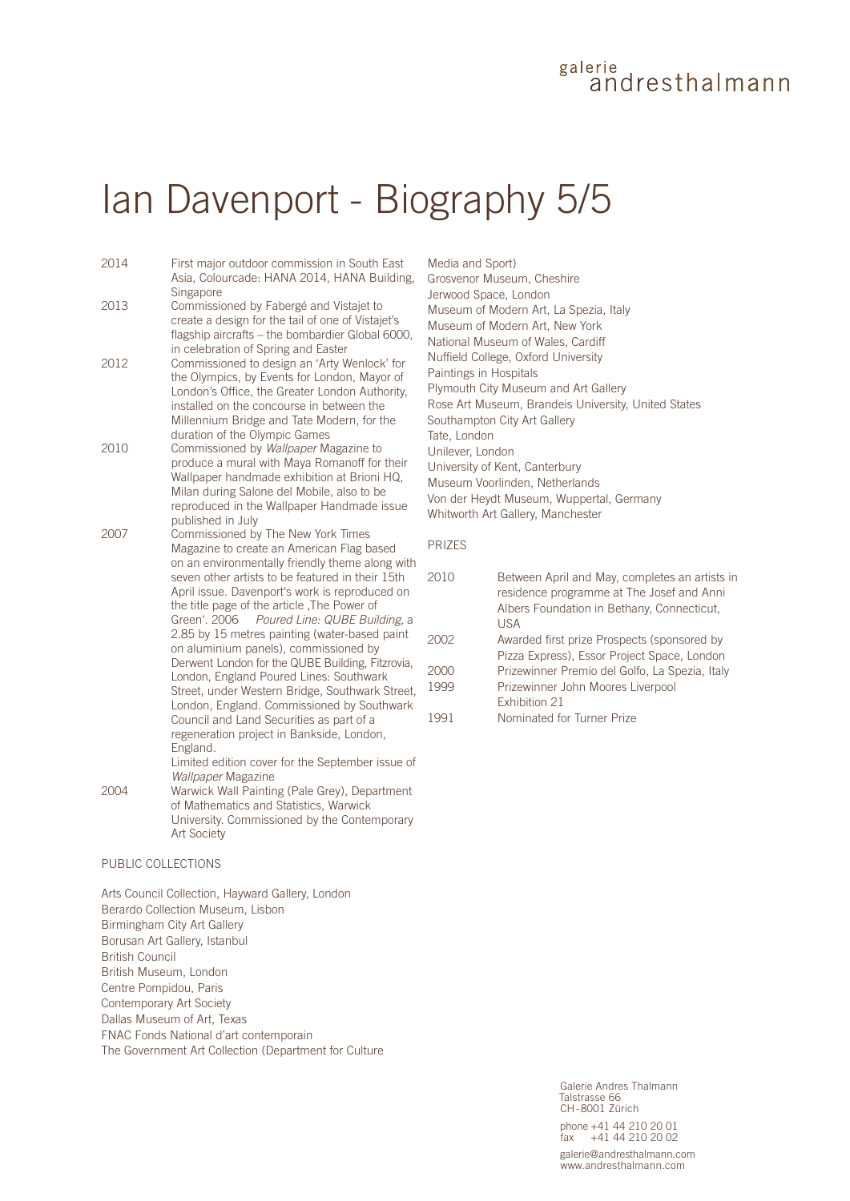# Ian Davenport - Biography 5/5

| | |
|---|---|
| 2014 | First major outdoor commission in South East Asia, Colourcade: HANA 2014, HANA Building, Singapore |
| 2013 | Commissioned by Fabergé and Vistajet to create a design for the tail of one of Vistajet's flagship aircrafts – the bombardier Global 6000, in celebration of Spring and Easter |
| 2012 | Commissioned to design an 'Arty Wenlock' for the Olympics, by Events for London, Mayor of London's Office, the Greater London Authority, installed on the concourse in between the Millennium Bridge and Tate Modern, for the duration of the Olympic Games |
| 2010 | Commissioned by *Wallpaper* Magazine to produce a mural with Maya Romanoff for their Wallpaper handmade exhibition at Brioni HQ, Milan during Salone del Mobile, also to be reproduced in the Wallpaper Handmade issue published in July |
| 2007 | Commissioned by The New York Times Magazine to create an American Flag based on an environmentally friendly theme along with seven other artists to be featured in their 15th April issue. Davenport's work is reproduced on the title page of the article ‚The Power of Green'. 2006 *Poured Line: QUBE Building*, a 2.85 by 15 metres painting (water-based paint on aluminium panels), commissioned by Derwent London for the QUBE Building, Fitzrovia, London, England Poured Lines: Southwark Street, under Western Bridge, Southwark Street, London, England. Commissioned by Southwark Council and Land Securities as part of a regeneration project in Bankside, London, England. Limited edition cover for the September issue of *Wallpaper* Magazine |
| 2004 | Warwick Wall Painting (Pale Grey), Department of Mathematics and Statistics, Warwick University. Commissioned by the Contemporary Art Society |

PUBLIC COLLECTIONS

Arts Council Collection, Hayward Gallery, London
Berardo Collection Museum, Lisbon
Birmingham City Art Gallery
Borusan Art Gallery, Istanbul
British Council
British Museum, London
Centre Pompidou, Paris
Contemporary Art Society
Dallas Museum of Art, Texas
FNAC Fonds National d'art contemporain
The Government Art Collection (Department for Culture Media and Sport)
Grosvenor Museum, Cheshire
Jerwood Space, London
Museum of Modern Art, La Spezia, Italy
Museum of Modern Art, New York
National Museum of Wales, Cardiff
Nuffield College, Oxford University
Paintings in Hospitals
Plymouth City Museum and Art Gallery
Rose Art Museum, Brandeis University, United States
Southampton City Art Gallery
Tate, London
Unilever, London
University of Kent, Canterbury
Museum Voorlinden, Netherlands
Von der Heydt Museum, Wuppertal, Germany
Whitworth Art Gallery, Manchester

PRIZES

| | |
|---|---|
| 2010 | Between April and May, completes an artists in residence programme at The Josef and Anni Albers Foundation in Bethany, Connecticut, USA |
| 2002 | Awarded first prize Prospects (sponsored by Pizza Express), Essor Project Space, London |
| 2000 | Prizewinner Premio del Golfo, La Spezia, Italy |
| 1999 | Prizewinner John Moores Liverpool Exhibition 21 |
| 1991 | Nominated for Turner Prize |